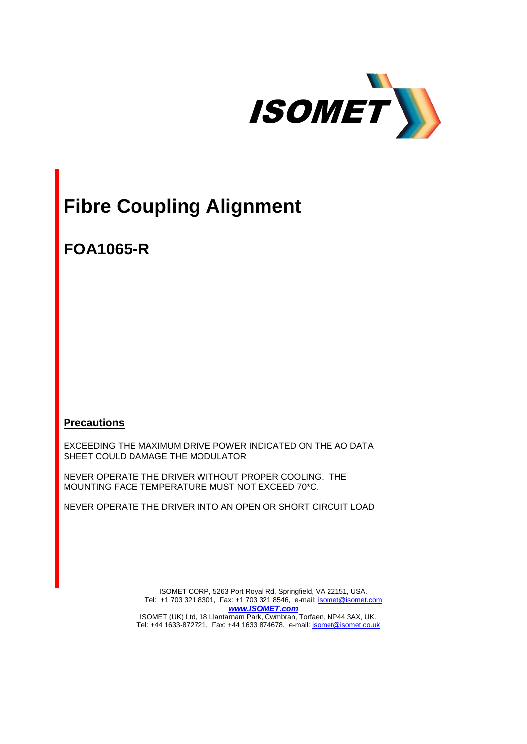# Fibre Coupling Alignment

## FOA1065-R

**Precautions**

EXCEEDING THE MAXIMUM DRIVE POWER INDICATED ON THE AO DATA SHEET COULD DAMAGE THE MODULATOR

NEVER OPERATE THE DRIVER WITHOUT PROPER COOLING. THE MOUNTING FACE TEMPERATURE MUST NOT EXCEED 70*C.

NEVER OPERATE THE DRIVER INTO AN OPEN OR SHORT CIRCUIT LOAD

ISOMET CORP, 5263 Port Royal Rd, Springfield, VA 22151, USA.
Tel: +1 703 321 8301, Fax: +1 703 321 8546, e-mail: isomet@isomet.com
***www.ISOMET.com***
ISOMET (UK) Ltd, 18 Llantarnam Park, Cwmbran, Torfaen, NP44 3AX, UK.
Tel: +44 1633-872721, Fax: +44 1633 874678, e-mail: isomet@isomet.co.uk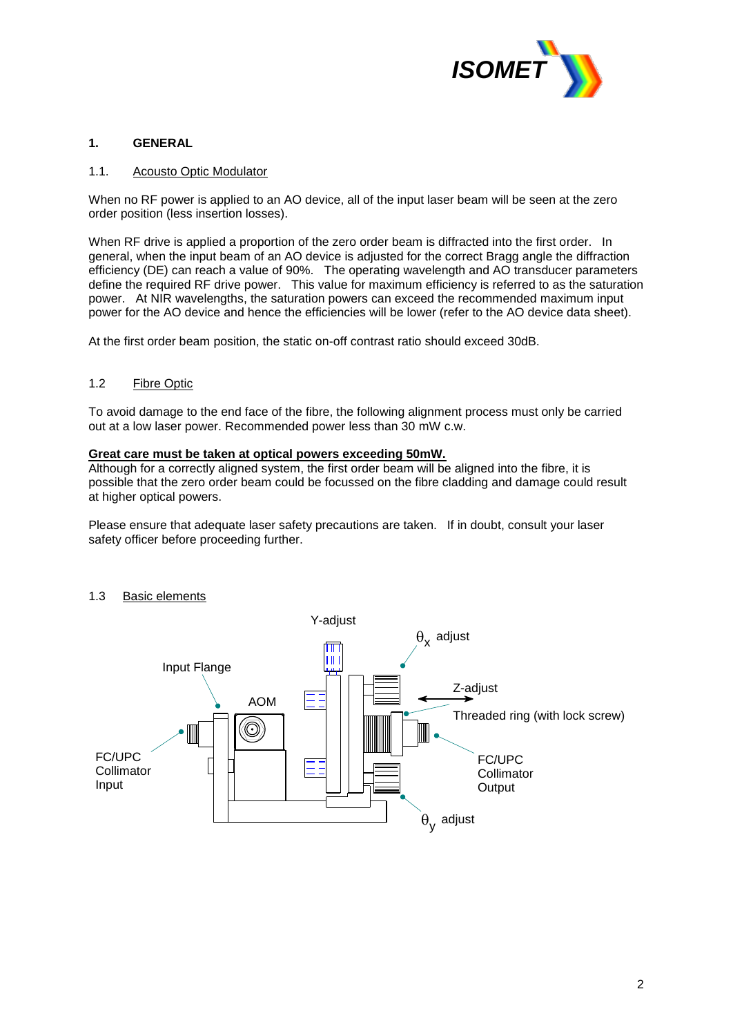# 1. GENERAL

## 1.1. Acousto Optic Modulator

When no RF power is applied to an AO device, all of the input laser beam will be seen at the zero order position (less insertion losses).

When RF drive is applied a proportion of the zero order beam is diffracted into the first order. In general, when the input beam of an AO device is adjusted for the correct Bragg angle the diffraction efficiency (DE) can reach a value of 90%. The operating wavelength and AO transducer parameters define the required RF drive power. This value for maximum efficiency is referred to as the saturation power. At NIR wavelengths, the saturation powers can exceed the recommended maximum input power for the AO device and hence the efficiencies will be lower (refer to the AO device data sheet).

At the first order beam position, the static on-off contrast ratio should exceed 30dB.

## 1.2 Fibre Optic

To avoid damage to the end face of the fibre, the following alignment process must only be carried out at a low laser power. Recommended power less than 30 mW c.w.

**Great care must be taken at optical powers exceeding 50mW.**
Although for a correctly aligned system, the first order beam will be aligned into the fibre, it is possible that the zero order beam could be focussed on the fibre cladding and damage could result at higher optical powers.

Please ensure that adequate laser safety precautions are taken. If in doubt, consult your laser safety officer before proceeding further.

## 1.3 Basic elements

Y-adjust

$\theta_x$ adjust

Input Flange

Z-adjust

AOM

Threaded ring (with lock screw)

FC/UPC Collimator Input

FC/UPC Collimator Output

$\theta_y$ adjust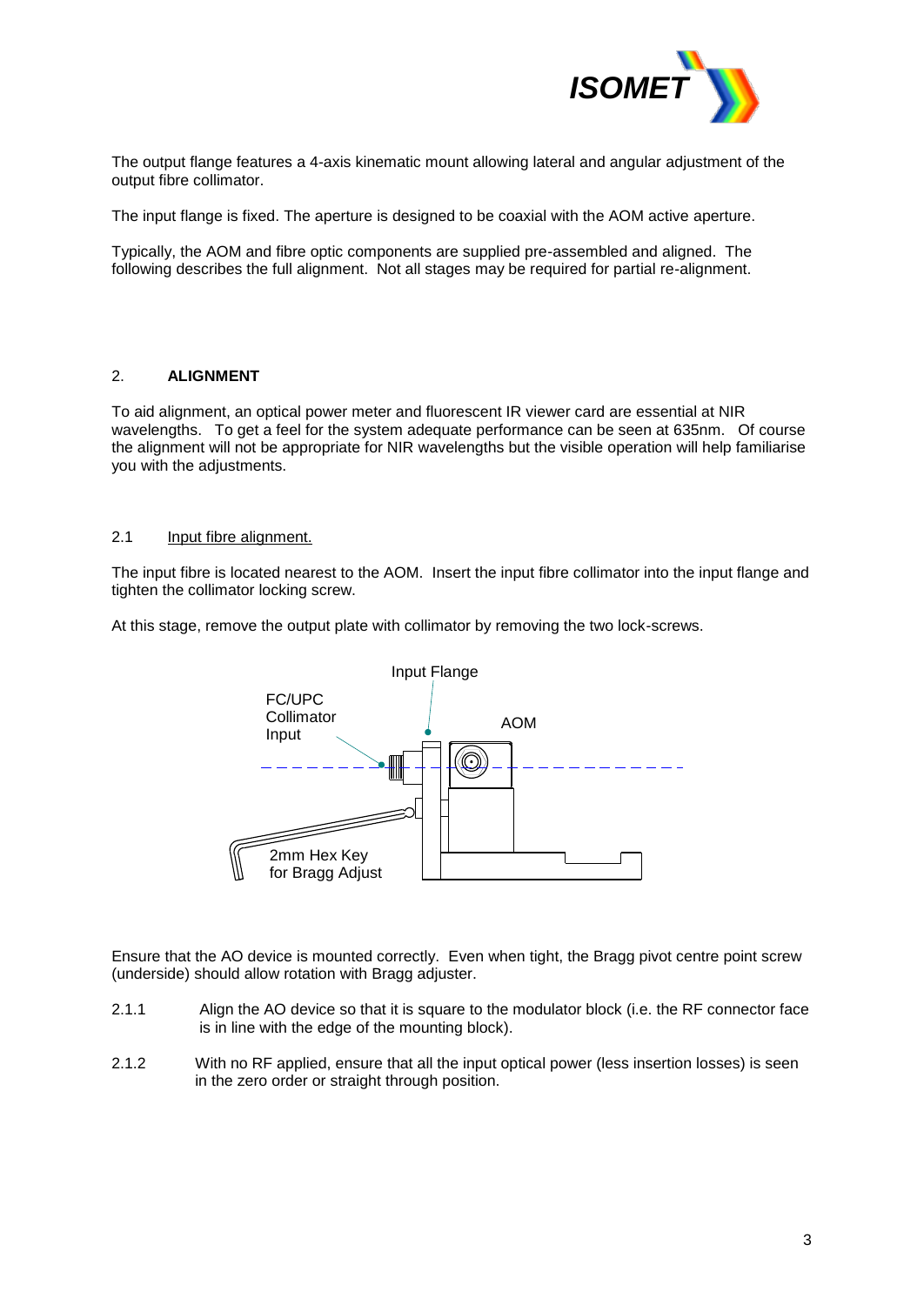The output flange features a 4-axis kinematic mount allowing lateral and angular adjustment of the output fibre collimator.

The input flange is fixed. The aperture is designed to be coaxial with the AOM active aperture.

Typically, the AOM and fibre optic components are supplied pre-assembled and aligned. The following describes the full alignment. Not all stages may be required for partial re-alignment.

## 2. ALIGNMENT

To aid alignment, an optical power meter and fluorescent IR viewer card are essential at NIR wavelengths. To get a feel for the system adequate performance can be seen at 635nm. Of course the alignment will not be appropriate for NIR wavelengths but the visible operation will help familiarise you with the adjustments.

### 2.1 Input fibre alignment.

The input fibre is located nearest to the AOM. Insert the input fibre collimator into the input flange and tighten the collimator locking screw.

At this stage, remove the output plate with collimator by removing the two lock-screws.

Ensure that the AO device is mounted correctly. Even when tight, the Bragg pivot centre point screw (underside) should allow rotation with Bragg adjuster.

2.1.1 Align the AO device so that it is square to the modulator block (i.e. the RF connector face is in line with the edge of the mounting block).

2.1.2 With no RF applied, ensure that all the input optical power (less insertion losses) is seen in the zero order or straight through position.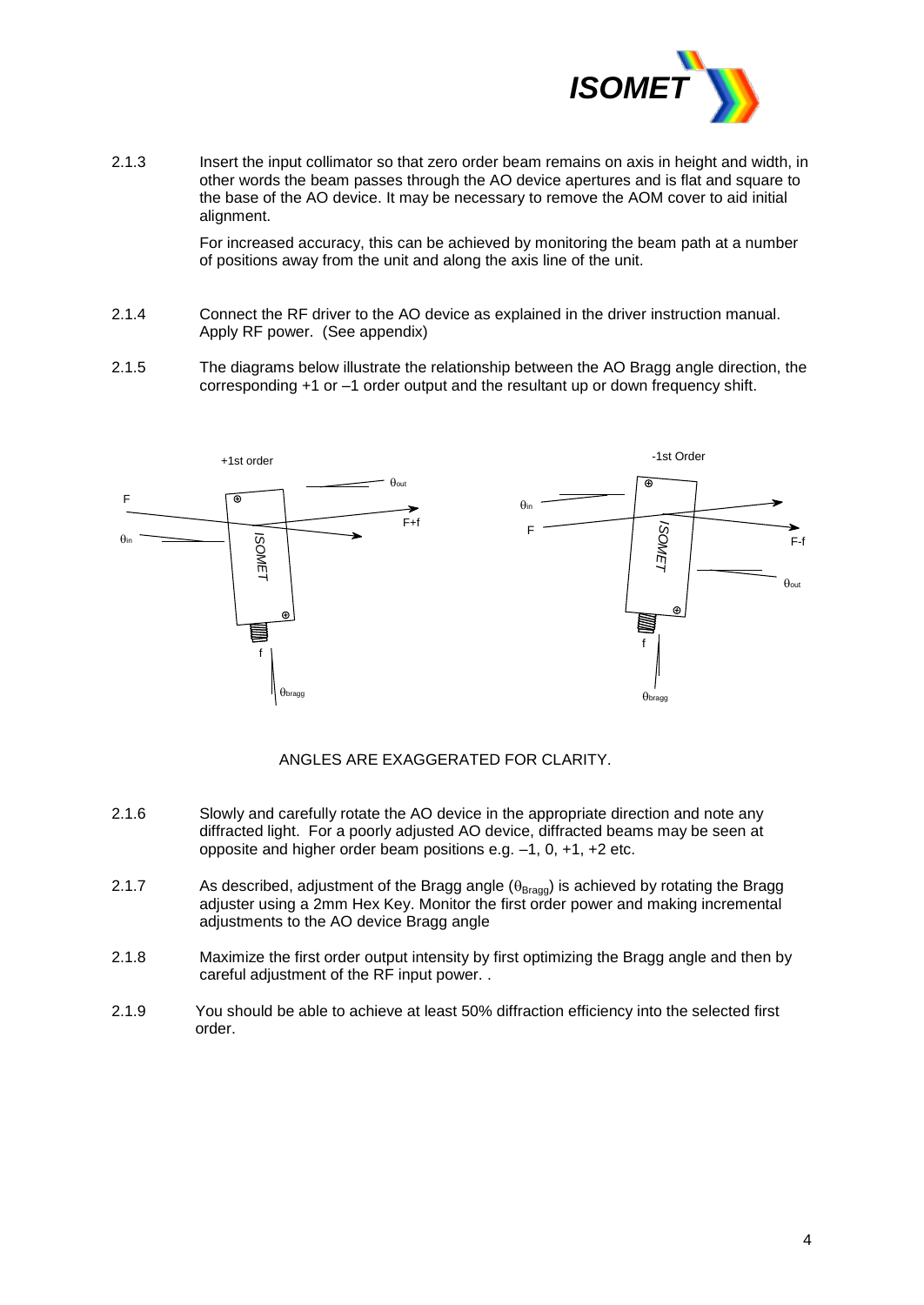2.1.3 Insert the input collimator so that zero order beam remains on axis in height and width, in other words the beam passes through the AO device apertures and is flat and square to the base of the AO device. It may be necessary to remove the AOM cover to aid initial alignment.

For increased accuracy, this can be achieved by monitoring the beam path at a number of positions away from the unit and along the axis line of the unit.

2.1.4 Connect the RF driver to the AO device as explained in the driver instruction manual. Apply RF power. (See appendix)

2.1.5 The diagrams below illustrate the relationship between the AO Bragg angle direction, the corresponding +1 or –1 order output and the resultant up or down frequency shift.

+1st order

-1st Order

ANGLES ARE EXAGGERATED FOR CLARITY.

2.1.6 Slowly and carefully rotate the AO device in the appropriate direction and note any diffracted light. For a poorly adjusted AO device, diffracted beams may be seen at opposite and higher order beam positions e.g. –1, 0, +1, +2 etc.

2.1.7 As described, adjustment of the Bragg angle ($\theta_{Bragg}$) is achieved by rotating the Bragg adjuster using a 2mm Hex Key. Monitor the first order power and making incremental adjustments to the AO device Bragg angle

2.1.8 Maximize the first order output intensity by first optimizing the Bragg angle and then by careful adjustment of the RF input power. .

2.1.9 You should be able to achieve at least 50% diffraction efficiency into the selected first order.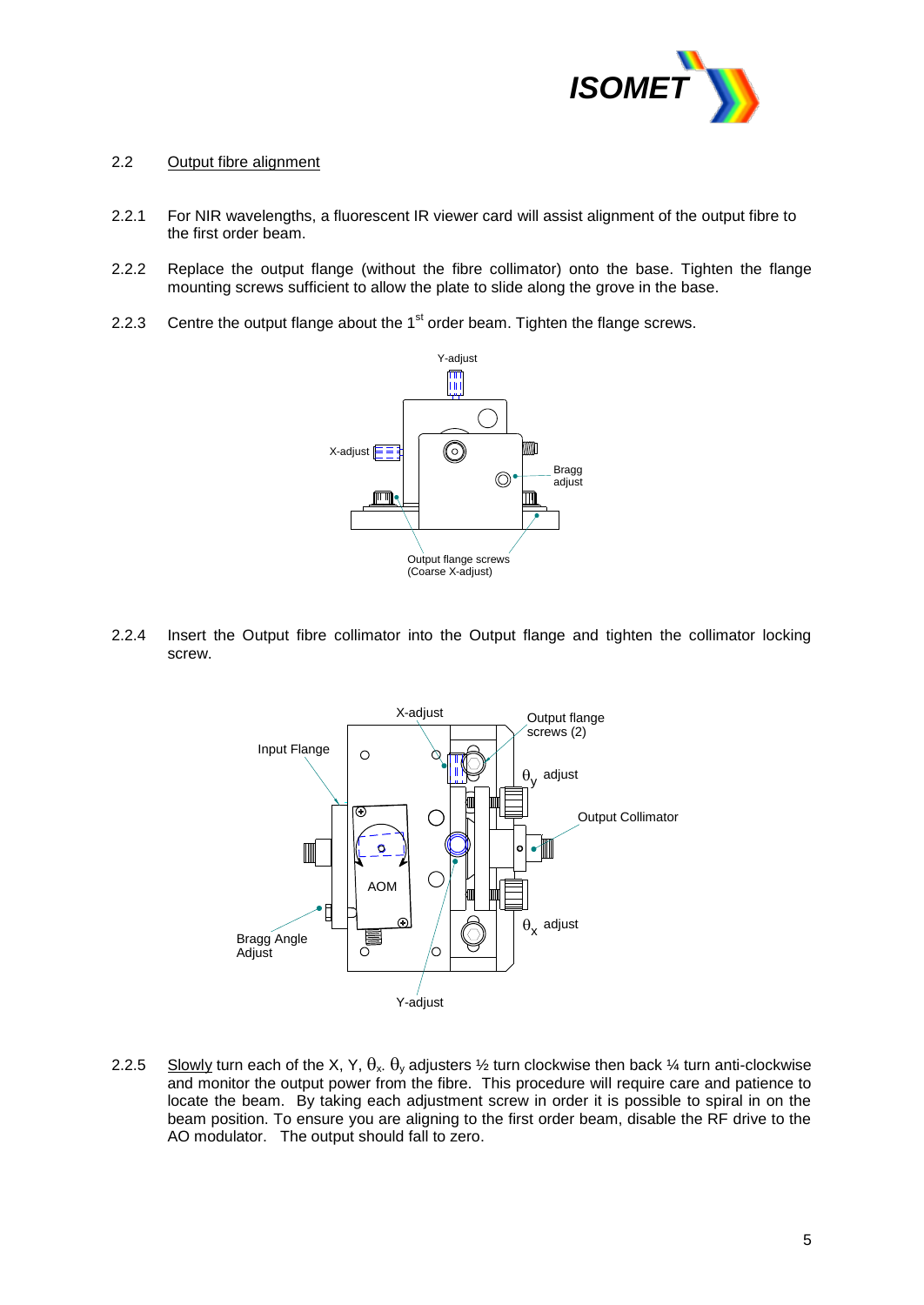## 2.2 Output fibre alignment

2.2.1 For NIR wavelengths, a fluorescent IR viewer card will assist alignment of the output fibre to the first order beam.

2.2.2 Replace the output flange (without the fibre collimator) onto the base. Tighten the flange mounting screws sufficient to allow the plate to slide along the grove in the base.

2.2.3 Centre the output flange about the 1st order beam. Tighten the flange screws.

Y-adjust

X-adjust

Bragg adjust

Output flange screws (Coarse X-adjust)

2.2.4 Insert the Output fibre collimator into the Output flange and tighten the collimator locking screw.

X-adjust

Output flange screws (2)

Input Flange

$\theta_y$ adjust

Output Collimator

AOM

$\theta_x$ adjust

Bragg Angle Adjust

Y-adjust

2.2.5 Slowly turn each of the X, Y, $\theta_x$. $\theta_y$ adjusters ½ turn clockwise then back ¼ turn anti-clockwise and monitor the output power from the fibre. This procedure will require care and patience to locate the beam. By taking each adjustment screw in order it is possible to spiral in on the beam position. To ensure you are aligning to the first order beam, disable the RF drive to the AO modulator. The output should fall to zero.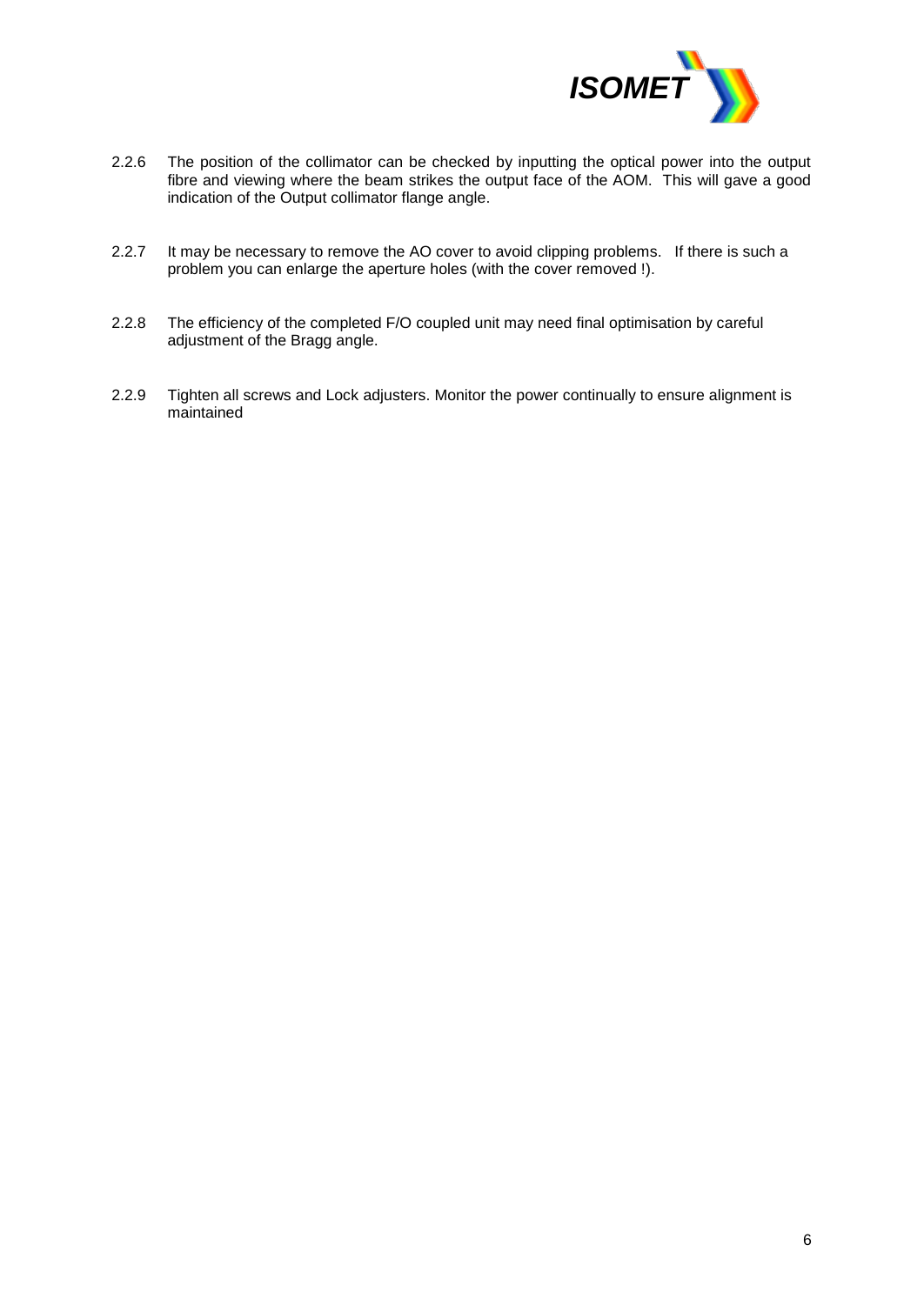2.2.6 The position of the collimator can be checked by inputting the optical power into the output fibre and viewing where the beam strikes the output face of the AOM. This will gave a good indication of the Output collimator flange angle.

2.2.7 It may be necessary to remove the AO cover to avoid clipping problems. If there is such a problem you can enlarge the aperture holes (with the cover removed !).

2.2.8 The efficiency of the completed F/O coupled unit may need final optimisation by careful adjustment of the Bragg angle.

2.2.9 Tighten all screws and Lock adjusters. Monitor the power continually to ensure alignment is maintained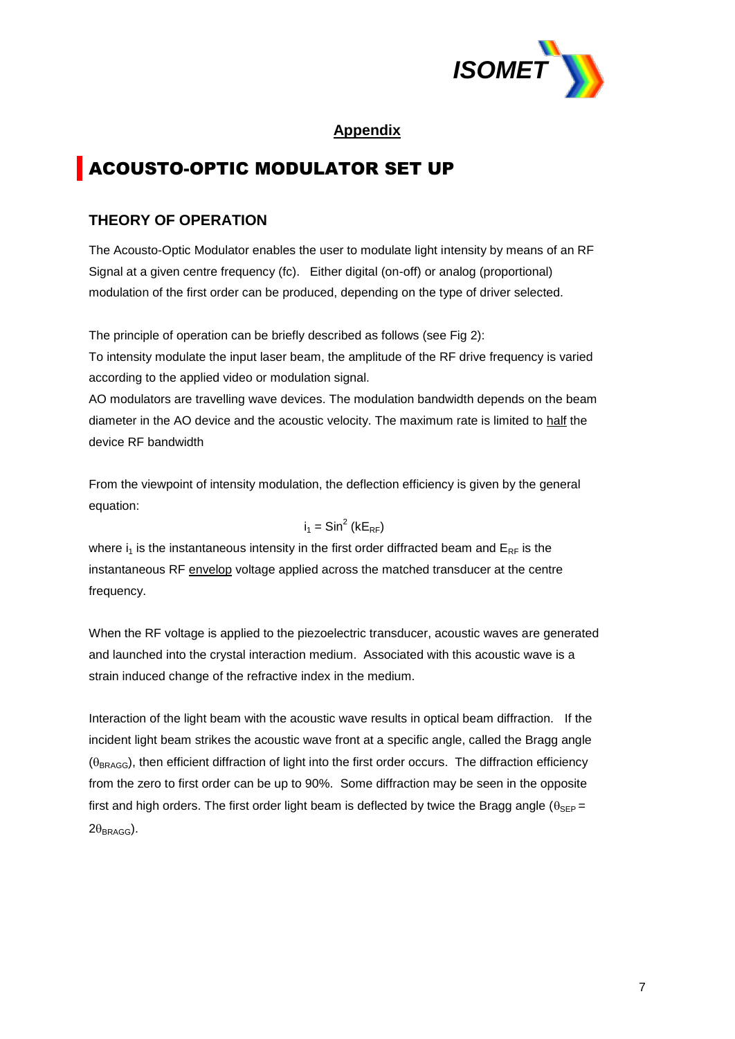## Appendix

# ACOUSTO-OPTIC MODULATOR SET UP

### THEORY OF OPERATION

The Acousto-Optic Modulator enables the user to modulate light intensity by means of an RF Signal at a given centre frequency (fc). Either digital (on-off) or analog (proportional) modulation of the first order can be produced, depending on the type of driver selected.

The principle of operation can be briefly described as follows (see Fig 2):
To intensity modulate the input laser beam, the amplitude of the RF drive frequency is varied according to the applied video or modulation signal.
AO modulators are travelling wave devices. The modulation bandwidth depends on the beam diameter in the AO device and the acoustic velocity. The maximum rate is limited to half the device RF bandwidth

From the viewpoint of intensity modulation, the deflection efficiency is given by the general equation:

$$i_1 = \mathrm{Sin}^2\,(kE_{RF})$$

where $i_1$ is the instantaneous intensity in the first order diffracted beam and $E_{RF}$ is the instantaneous RF envelop voltage applied across the matched transducer at the centre frequency.

When the RF voltage is applied to the piezoelectric transducer, acoustic waves are generated and launched into the crystal interaction medium. Associated with this acoustic wave is a strain induced change of the refractive index in the medium.

Interaction of the light beam with the acoustic wave results in optical beam diffraction. If the incident light beam strikes the acoustic wave front at a specific angle, called the Bragg angle ($\theta_{BRAGG}$), then efficient diffraction of light into the first order occurs. The diffraction efficiency from the zero to first order can be up to 90%. Some diffraction may be seen in the opposite first and high orders. The first order light beam is deflected by twice the Bragg angle ($\theta_{SEP} = 2\theta_{BRAGG}$).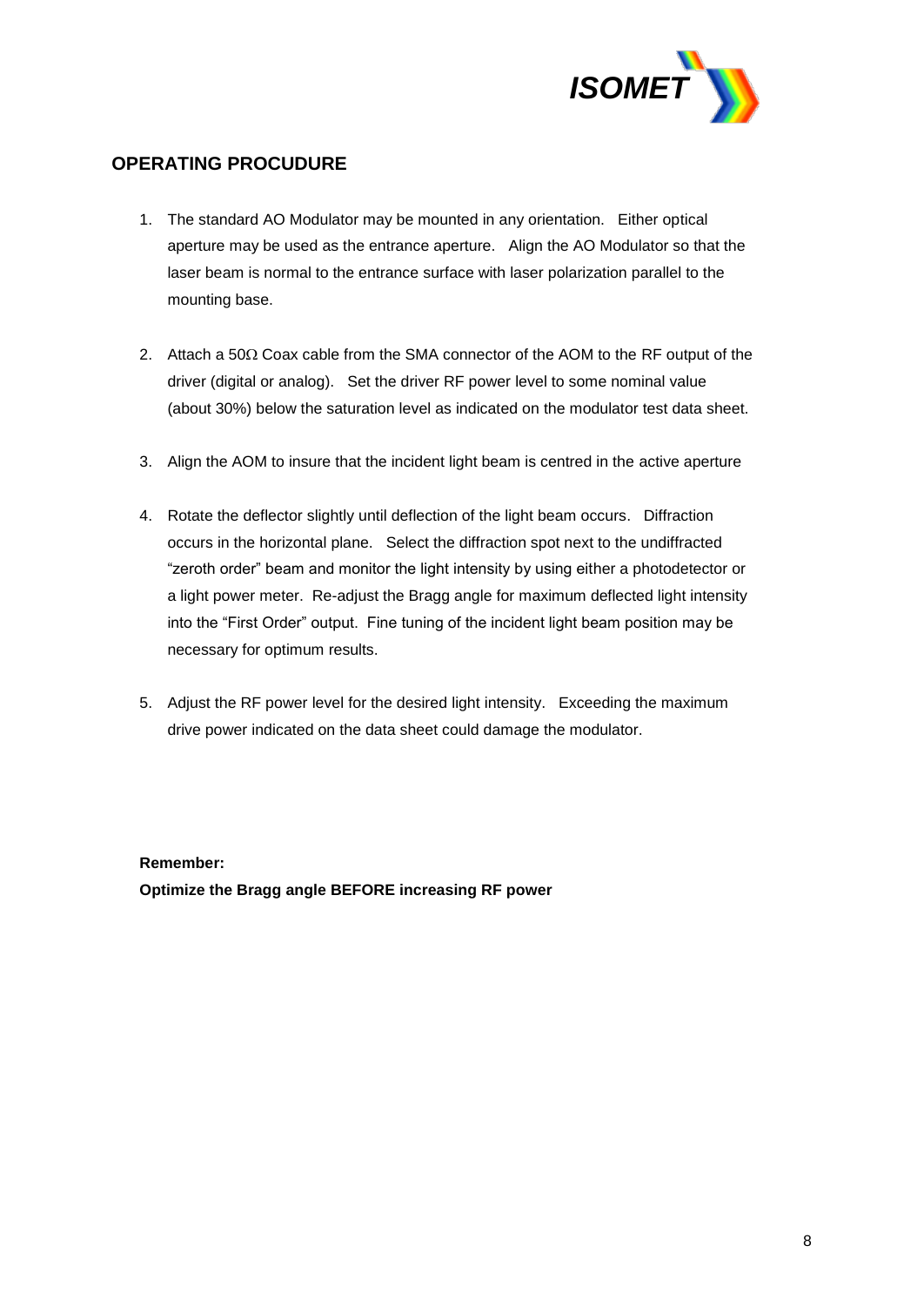## OPERATING PROCUDURE

1. The standard AO Modulator may be mounted in any orientation. Either optical aperture may be used as the entrance aperture. Align the AO Modulator so that the laser beam is normal to the entrance surface with laser polarization parallel to the mounting base.

2. Attach a 50Ω Coax cable from the SMA connector of the AOM to the RF output of the driver (digital or analog). Set the driver RF power level to some nominal value (about 30%) below the saturation level as indicated on the modulator test data sheet.

3. Align the AOM to insure that the incident light beam is centred in the active aperture

4. Rotate the deflector slightly until deflection of the light beam occurs. Diffraction occurs in the horizontal plane. Select the diffraction spot next to the undiffracted "zeroth order" beam and monitor the light intensity by using either a photodetector or a light power meter. Re-adjust the Bragg angle for maximum deflected light intensity into the "First Order" output. Fine tuning of the incident light beam position may be necessary for optimum results.

5. Adjust the RF power level for the desired light intensity. Exceeding the maximum drive power indicated on the data sheet could damage the modulator.

**Remember:**
**Optimize the Bragg angle BEFORE increasing RF power**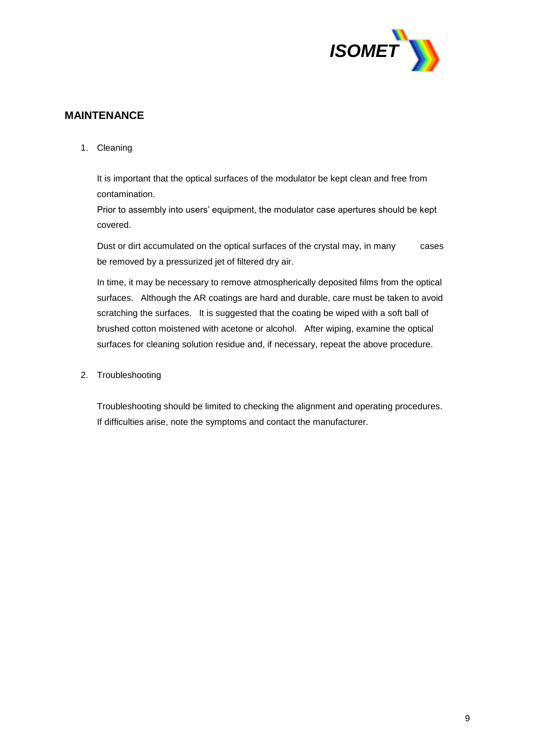## MAINTENANCE

1. Cleaning

   It is important that the optical surfaces of the modulator be kept clean and free from contamination.
   Prior to assembly into users' equipment, the modulator case apertures should be kept covered.

   Dust or dirt accumulated on the optical surfaces of the crystal may, in many cases be removed by a pressurized jet of filtered dry air.

   In time, it may be necessary to remove atmospherically deposited films from the optical surfaces. Although the AR coatings are hard and durable, care must be taken to avoid scratching the surfaces. It is suggested that the coating be wiped with a soft ball of brushed cotton moistened with acetone or alcohol. After wiping, examine the optical surfaces for cleaning solution residue and, if necessary, repeat the above procedure.

2. Troubleshooting

   Troubleshooting should be limited to checking the alignment and operating procedures. If difficulties arise, note the symptoms and contact the manufacturer.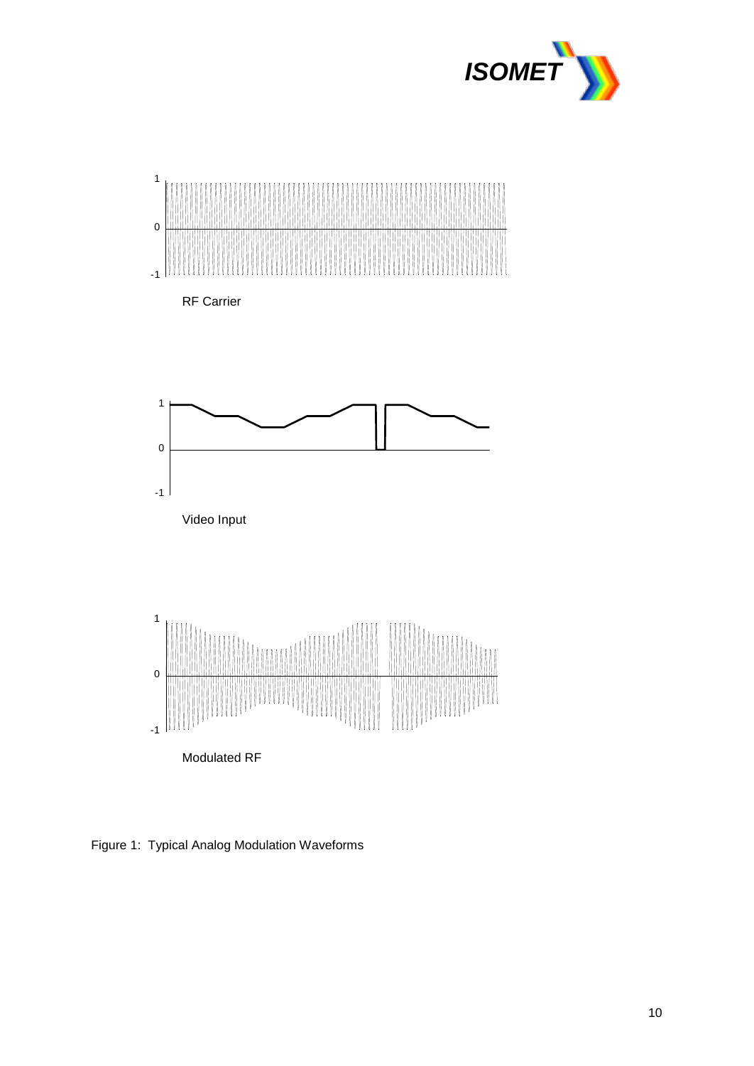RF Carrier

Video Input

Modulated RF

Figure 1: Typical Analog Modulation Waveforms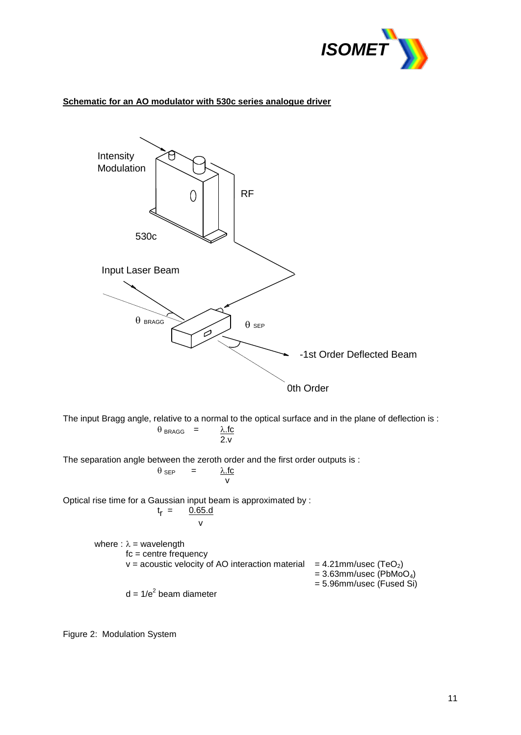**Schematic for an AO modulator with 530c series analogue driver**

Intensity Modulation

RF

530c

Input Laser Beam

$\theta_{BRAGG}$

$\theta_{SEP}$

-1st Order Deflected Beam

0th Order

The input Bragg angle, relative to a normal to the optical surface and in the plane of deflection is :

$$\theta_{BRAGG} = \frac{\lambda . fc}{2 . v}$$

The separation angle between the zeroth order and the first order outputs is :

$$\theta_{SEP} = \frac{\lambda . fc}{v}$$

Optical rise time for a Gaussian input beam is approximated by :

$$t_r = \frac{0.65 . d}{v}$$

where : $\lambda$ = wavelength

fc = centre frequency

v = acoustic velocity of AO interaction material = 4.21mm/usec ($TeO_2$)
= 3.63mm/usec ($PbMoO_4$)
= 5.96mm/usec (Fused Si)

d = $1/e^2$ beam diameter

Figure 2: Modulation System